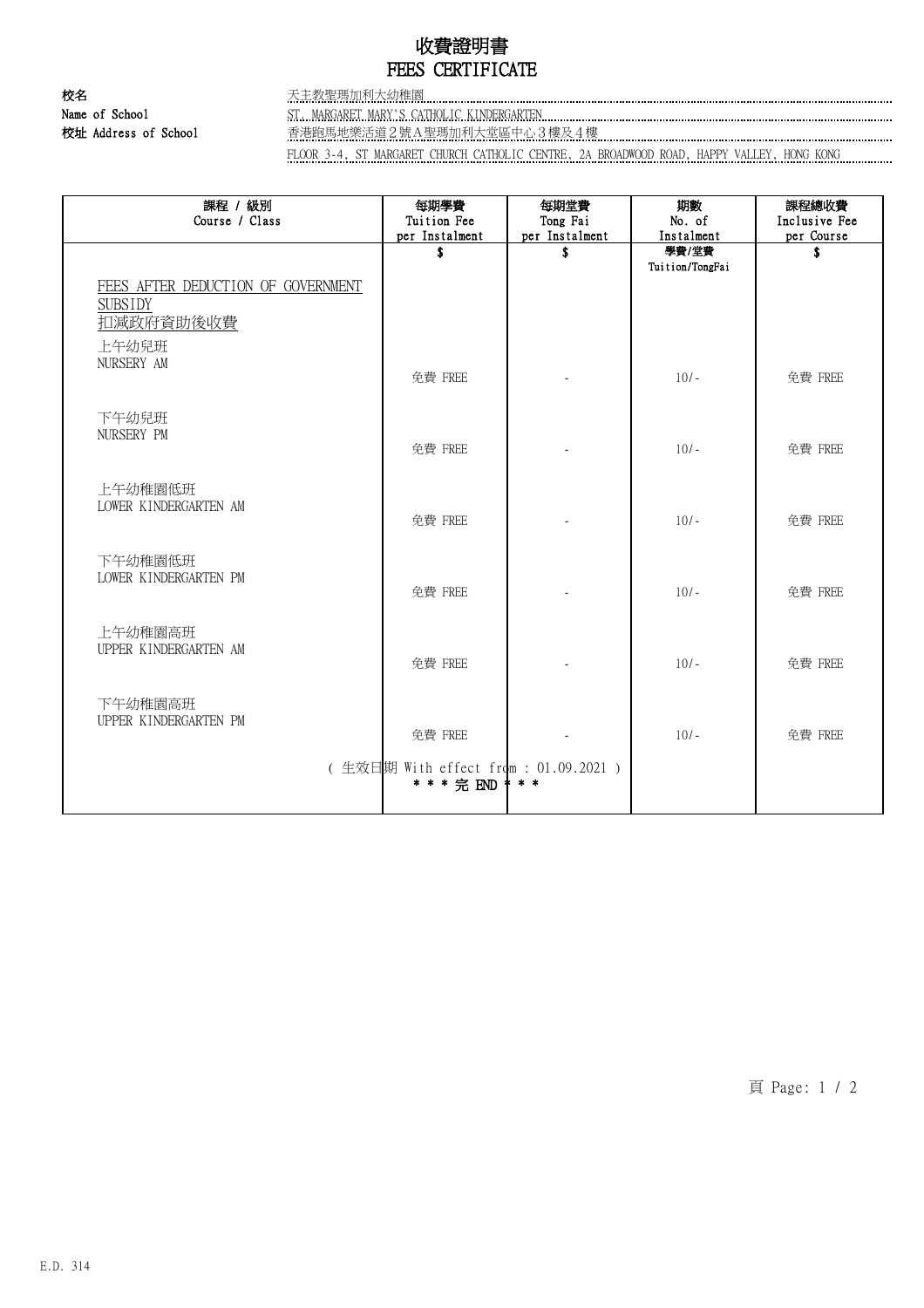# 收費證明書
# FEES CERTIFICATE

**校名** 天主教聖瑪加利大幼稚園
**Name of School** ST. MARGARET MARY'S CATHOLIC KINDERGARTEN
**校址 Address of School** 香港跑馬地樂活道２號Ａ聖瑪加利大堂區中心３樓及４樓
FLOOR 3-4, ST MARGARET CHURCH CATHOLIC CENTRE, 2A BROADWOOD ROAD, HAPPY VALLEY, HONG KONG

| 課程 / 級別<br>Course / Class | 每期學費<br>Tuition Fee<br>per Instalment | 每期堂費<br>Tong Fai<br>per Instalment | 期數<br>No. of<br>Instalment | 課程總收費<br>Inclusive Fee<br>per Course |
|---|---|---|---|---|
| | $ | $ | 學費/堂費<br>Tuition/TongFai | $ |
| FEES AFTER DEDUCTION OF GOVERNMENT SUBSIDY<br>扣減政府資助後收費 | | | | |
| 上午幼兒班<br>NURSERY AM | 免費 FREE | - | 10/- | 免費 FREE |
| 下午幼兒班<br>NURSERY PM | 免費 FREE | - | 10/- | 免費 FREE |
| 上午幼稚園低班<br>LOWER KINDERGARTEN AM | 免費 FREE | - | 10/- | 免費 FREE |
| 下午幼稚園低班<br>LOWER KINDERGARTEN PM | 免費 FREE | - | 10/- | 免費 FREE |
| 上午幼稚園高班<br>UPPER KINDERGARTEN AM | 免費 FREE | - | 10/- | 免費 FREE |
| 下午幼稚園高班<br>UPPER KINDERGARTEN PM | 免費 FREE | - | 10/- | 免費 FREE |

( 生效日期 With effect from : 01.09.2021 )

* * * 完 END * * *

E.D. 314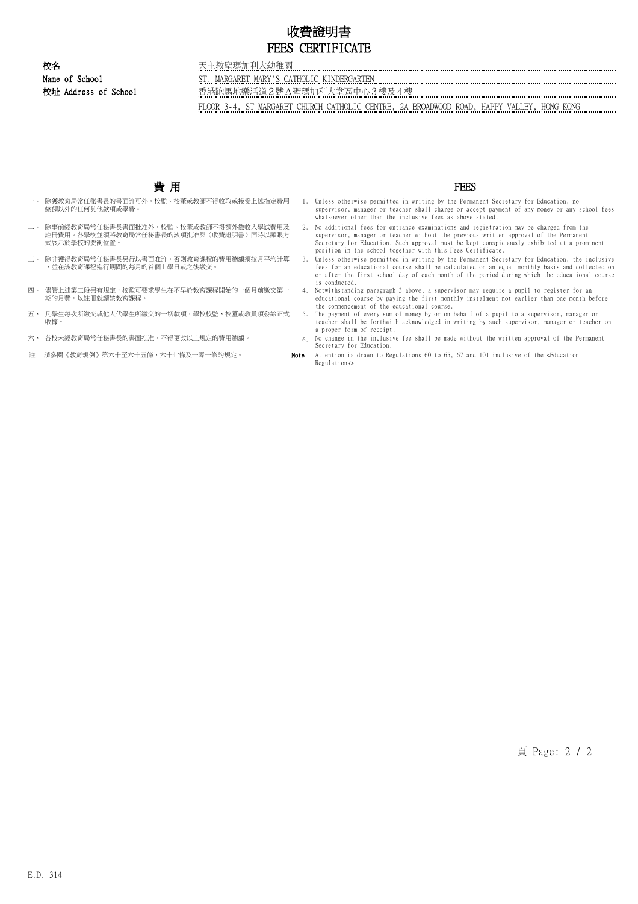# 收費證明書
# FEES CERTIFICATE

**校名** 天主教聖瑪加利大幼稚園

**Name of School** ST. MARGARET MARY'S CATHOLIC KINDERGARTEN

**校址 Address of School** 香港跑馬地樂活道２號Ａ聖瑪加利大堂區中心３樓及４樓

FLOOR 3-4, ST MARGARET CHURCH CATHOLIC CENTRE, 2A BROADWOOD ROAD, HAPPY VALLEY, HONG KONG

## 費 用

一、 除獲教育局常任秘書長的書面許可外，校監、校董或教師不得收取或接受上述指定費用總額以外的任何其他款項或學費。

二、 除事前經教育局常任秘書長書面批准外，校監、校董或教師不得額外徵收入學試費用及註冊費用。各學校並須將教育局常任秘書長的該項批准與〈收費證明書〉同時以顯眼方式展示於學校的要衝位置。

三、 除非獲得教育局常任秘書長另行以書面准許，否則教育課程的費用總額須按月平均計算，並在該教育課程進行期間的每月的首個上學日或之後繳交。

四、 儘管上述第三段另有規定，校監可要求學生在不早於教育課程開始的一個月前繳交第一期的月費，以註冊就讀該教育課程。

五、 凡學生每次所繳交或他人代學生所繳交的一切款項，學校校監、校董或教員須發給正式收據。

六、 各校未經教育局常任秘書長的書面批准，不得更改以上規定的費用總額。

註: 請參閱《教育規例》第六十至六十五條、六十七條及一零一條的規定。

## FEES

1. Unless otherwise permitted in writing by the Permanent Secretary for Education, no supervisor, manager or teacher shall charge or accept payment of any money or any school fees whatsoever other than the inclusive fees as above stated.
2. No additional fees for entrance examinations and registration may be charged from the supervisor, manager or teacher without the previous written approval of the Permanent Secretary for Education. Such approval must be kept conspicuously exhibited at a prominent position in the school together with this Fees Certificate.
3. Unless otherwise permitted in writing by the Permanent Secretary for Education, the inclusive fees for an educational course shall be calculated on an equal monthly basis and collected on or after the first school day of each month of the period during which the educational course is conducted.
4. Notwithstanding paragraph 3 above, a supervisor may require a pupil to register for an educational course by paying the first monthly instalment not earlier than one month before the commencement of the educational course.
5. The payment of every sum of money by or on behalf of a pupil to a supervisor, manager or teacher shall be forthwith acknowledged in writing by such supervisor, manager or teacher on a proper form of receipt.
6. No change in the inclusive fee shall be made without the written approval of the Permanent Secretary for Education.

**Note** Attention is drawn to Regulations 60 to 65, 67 and 101 inclusive of the <Education Regulations>

E.D. 314